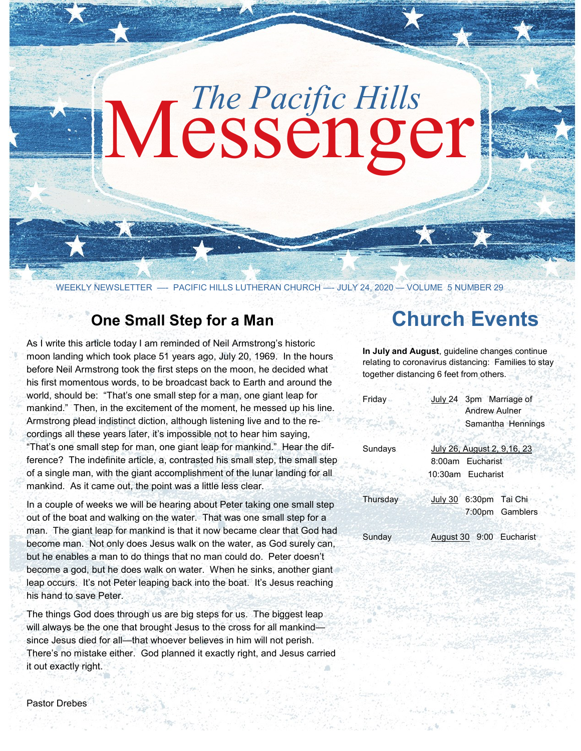# The Pacific Hills Messenger

WEEKLY NEWSLETTER — PACIFIC HILLS LUTHERAN CHURCH — JULY 24, 2020 — VOLUME 5 NUMBER 29

## One Small Step for a Man

As I write this article today I am reminded of Neil Armstrong's historic moon landing which took place 51 years ago, July 20, 1969. In the hours before Neil Armstrong took the first steps on the moon, he decided what his first momentous words, to be broadcast back to Earth and around the world, should be: "That's one small step for a man, one giant leap for mankind." Then, in the excitement of the moment, he messed up his line. Armstrong plead indistinct diction, although listening live and to the recordings all these years later, it's impossible not to hear him saying, "That's one small step for man, one giant leap for mankind." Hear the difference? The indefinite article, a, contrasted his small step, the small step of a single man, with the giant accomplishment of the lunar landing for all mankind. As it came out, the point was a little less clear.

In a couple of weeks we will be hearing about Peter taking one small step out of the boat and walking on the water. That was one small step for a man. The giant leap for mankind is that it now became clear that God had become man. Not only does Jesus walk on the water, as God surely can, but he enables a man to do things that no man could do. Peter doesn't become a god, but he does walk on water. When he sinks, another giant leap occurs. It's not Peter leaping back into the boat. It's Jesus reaching his hand to save Peter.

The things God does through us are big steps for us. The biggest leap will always be the one that brought Jesus to the cross for all mankind—since Jesus died for all—that whoever believes in him will not perish. There's no mistake either. God planned it exactly right, and Jesus carried it out exactly right.

Pastor Drebes

## Church Events

**In July and August**, guideline changes continue relating to coronavirus distancing: Families to stay together distancing 6 feet from others.

| | | |
|---|---|---|
| Friday | July 24 | 3pm Marriage of Andrew Aulner Samantha Hennings |
| Sundays | July 26, August 2, 9, 16, 23 | 8:00am Eucharist<br>10:30am Eucharist |
| Thursday | July 30 | 6:30pm Tai Chi<br>7:00pm Gamblers |
| Sunday | August 30 | 9:00 Eucharist |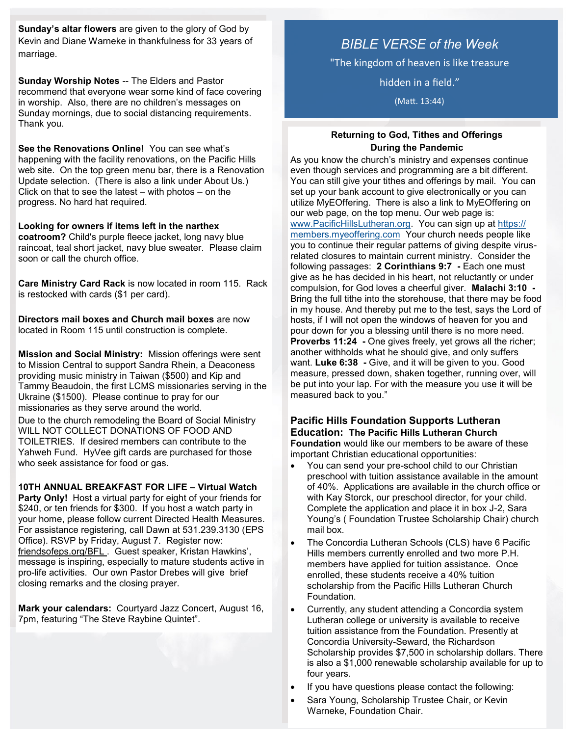**Sunday's altar flowers** are given to the glory of God by Kevin and Diane Warneke in thankfulness for 33 years of marriage.

**Sunday Worship Notes** -- The Elders and Pastor recommend that everyone wear some kind of face covering in worship. Also, there are no children's messages on Sunday mornings, due to social distancing requirements. Thank you.

**See the Renovations Online!** You can see what's happening with the facility renovations, on the Pacific Hills web site. On the top green menu bar, there is a Renovation Update selection. (There is also a link under About Us.) Click on that to see the latest – with photos – on the progress. No hard hat required.

**Looking for owners if items left in the narthex coatroom?** Child's purple fleece jacket, long navy blue raincoat, teal short jacket, navy blue sweater. Please claim soon or call the church office.

**Care Ministry Card Rack** is now located in room 115. Rack is restocked with cards ($1 per card).

**Directors mail boxes and Church mail boxes** are now located in Room 115 until construction is complete.

**Mission and Social Ministry:** Mission offerings were sent to Mission Central to support Sandra Rhein, a Deaconess providing music ministry in Taiwan ($500) and Kip and Tammy Beaudoin, the first LCMS missionaries serving in the Ukraine ($1500). Please continue to pray for our missionaries as they serve around the world.

Due to the church remodeling the Board of Social Ministry WILL NOT COLLECT DONATIONS OF FOOD AND TOILETRIES. If desired members can contribute to the Yahweh Fund. HyVee gift cards are purchased for those who seek assistance for food or gas.

**10TH ANNUAL BREAKFAST FOR LIFE – Virtual Watch Party Only!** Host a virtual party for eight of your friends for $240, or ten friends for $300. If you host a watch party in your home, please follow current Directed Health Measures. For assistance registering, call Dawn at 531.239.3130 (EPS Office). RSVP by Friday, August 7. Register now: friendsofeps.org/BFL . Guest speaker, Kristan Hawkins', message is inspiring, especially to mature students active in pro-life activities. Our own Pastor Drebes will give brief closing remarks and the closing prayer.

**Mark your calendars:** Courtyard Jazz Concert, August 16, 7pm, featuring "The Steve Raybine Quintet".

## *BIBLE VERSE of the Week*

"The kingdom of heaven is like treasure hidden in a field."

(Matt. 13:44)

### Returning to God, Tithes and Offerings During the Pandemic

As you know the church's ministry and expenses continue even though services and programming are a bit different. You can still give your tithes and offerings by mail. You can set up your bank account to give electronically or you can utilize MyEOffering. There is also a link to MyEOffering on our web page, on the top menu. Our web page is: www.PacificHillsLutheran.org. You can sign up at https://members.myeoffering.com Your church needs people like you to continue their regular patterns of giving despite virus-related closures to maintain current ministry. Consider the following passages: **2 Corinthians 9:7 -** Each one must give as he has decided in his heart, not reluctantly or under compulsion, for God loves a cheerful giver. **Malachi 3:10 -** Bring the full tithe into the storehouse, that there may be food in my house. And thereby put me to the test, says the Lord of hosts, if I will not open the windows of heaven for you and pour down for you a blessing until there is no more need. **Proverbs 11:24 -** One gives freely, yet grows all the richer; another withholds what he should give, and only suffers want. **Luke 6:38 -** Give, and it will be given to you. Good measure, pressed down, shaken together, running over, will be put into your lap. For with the measure you use it will be measured back to you."

### Pacific Hills Foundation Supports Lutheran Education:

**The Pacific Hills Lutheran Church Foundation** would like our members to be aware of these important Christian educational opportunities:

- You can send your pre-school child to our Christian preschool with tuition assistance available in the amount of 40%. Applications are available in the church office or with Kay Storck, our preschool director, for your child. Complete the application and place it in box J-2, Sara Young's ( Foundation Trustee Scholarship Chair) church mail box.
- The Concordia Lutheran Schools (CLS) have 6 Pacific Hills members currently enrolled and two more P.H. members have applied for tuition assistance. Once enrolled, these students receive a 40% tuition scholarship from the Pacific Hills Lutheran Church Foundation.
- Currently, any student attending a Concordia system Lutheran college or university is available to receive tuition assistance from the Foundation. Presently at Concordia University-Seward, the Richardson Scholarship provides $7,500 in scholarship dollars. There is also a $1,000 renewable scholarship available for up to four years.
- If you have questions please contact the following:
- Sara Young, Scholarship Trustee Chair, or Kevin Warneke, Foundation Chair.